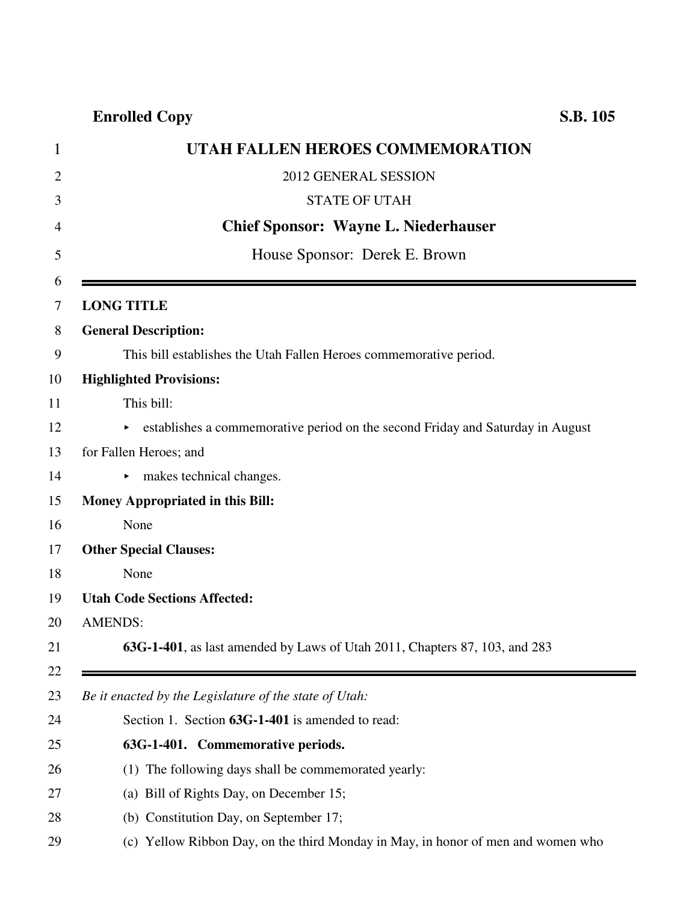**Enrolled Copy** **S.B. 105**

# UTAH FALLEN HEROES COMMEMORATION

2012 GENERAL SESSION

STATE OF UTAH

**Chief Sponsor: Wayne L. Niederhauser**

House Sponsor: Derek E. Brown

---

**LONG TITLE**

**General Description:**

This bill establishes the Utah Fallen Heroes commemorative period.

**Highlighted Provisions:**

This bill:

- establishes a commemorative period on the second Friday and Saturday in August for Fallen Heroes; and
- makes technical changes.

**Money Appropriated in this Bill:**

None

**Other Special Clauses:**

None

**Utah Code Sections Affected:**

AMENDS:

**63G-1-401**, as last amended by Laws of Utah 2011, Chapters 87, 103, and 283

---

*Be it enacted by the Legislature of the state of Utah:*

Section 1. Section **63G-1-401** is amended to read:

**63G-1-401. Commemorative periods.**

(1) The following days shall be commemorated yearly:

(a) Bill of Rights Day, on December 15;

(b) Constitution Day, on September 17;

(c) Yellow Ribbon Day, on the third Monday in May, in honor of men and women who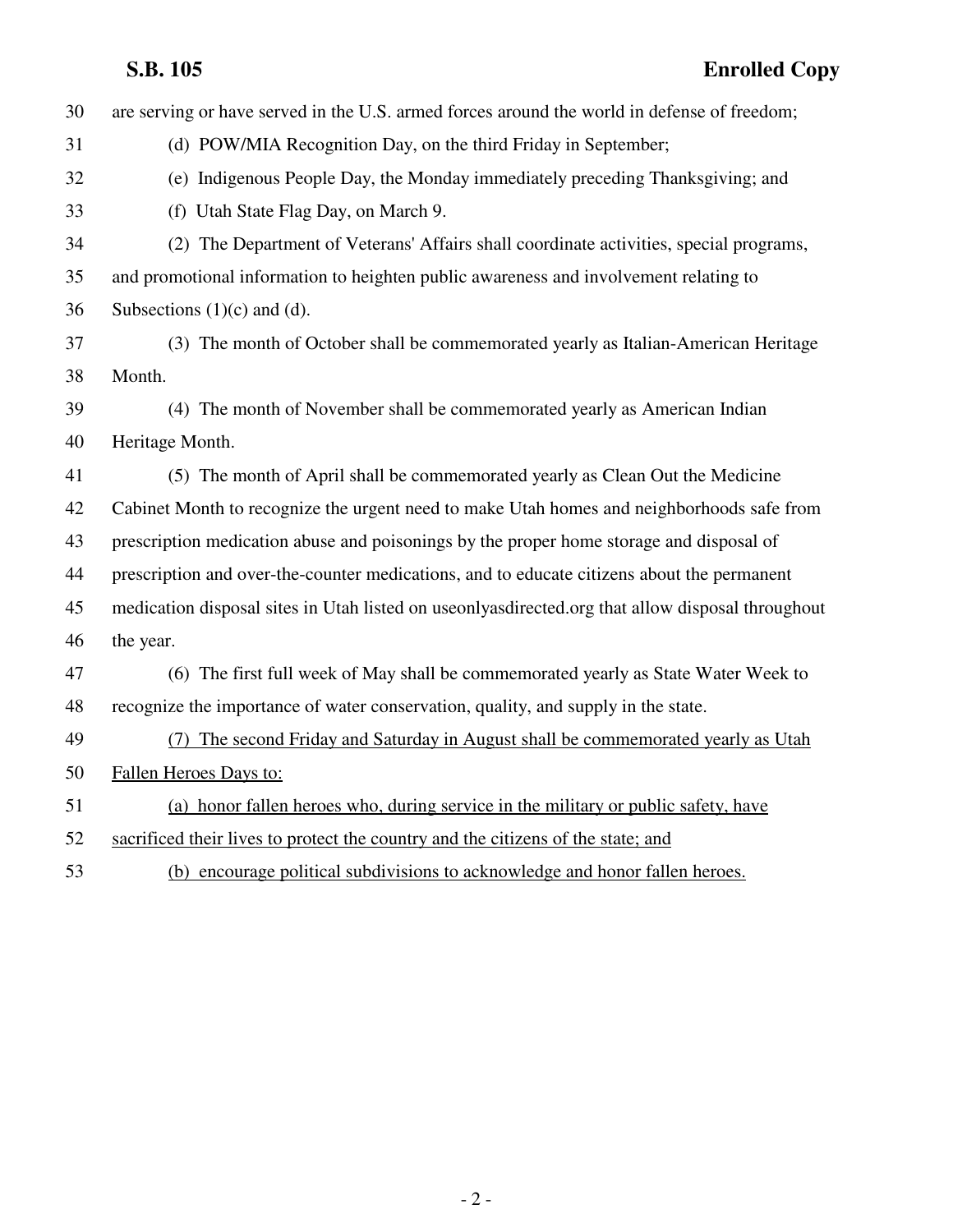are serving or have served in the U.S. armed forces around the world in defense of freedom;

(d) POW/MIA Recognition Day, on the third Friday in September;

(e) Indigenous People Day, the Monday immediately preceding Thanksgiving; and

(f) Utah State Flag Day, on March 9.

(2) The Department of Veterans' Affairs shall coordinate activities, special programs, and promotional information to heighten public awareness and involvement relating to Subsections (1)(c) and (d).

(3) The month of October shall be commemorated yearly as Italian-American Heritage Month.

(4) The month of November shall be commemorated yearly as American Indian Heritage Month.

(5) The month of April shall be commemorated yearly as Clean Out the Medicine Cabinet Month to recognize the urgent need to make Utah homes and neighborhoods safe from prescription medication abuse and poisonings by the proper home storage and disposal of prescription and over-the-counter medications, and to educate citizens about the permanent medication disposal sites in Utah listed on useonlyasdirected.org that allow disposal throughout the year.

(6) The first full week of May shall be commemorated yearly as State Water Week to recognize the importance of water conservation, quality, and supply in the state.

<u>(7) The second Friday and Saturday in August shall be commemorated yearly as Utah Fallen Heroes Days to:</u>

<u>(a) honor fallen heroes who, during service in the military or public safety, have sacrificed their lives to protect the country and the citizens of the state; and</u>

<u>(b) encourage political subdivisions to acknowledge and honor fallen heroes.</u>